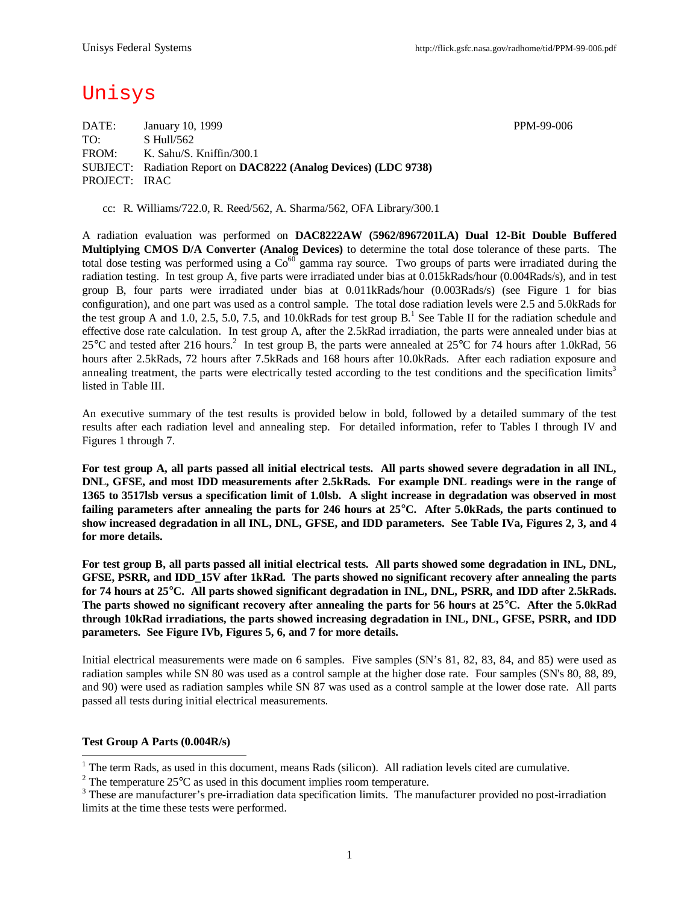# Unisys

DATE: January 10, 1999 PPM-99-006
TO: S Hull/562
FROM: K. Sahu/S. Kniffin/300.1
SUBJECT: Radiation Report on **DAC8222 (Analog Devices) (LDC 9738)**
PROJECT: IRAC

cc: R. Williams/722.0, R. Reed/562, A. Sharma/562, OFA Library/300.1

A radiation evaluation was performed on **DAC8222AW (5962/8967201LA) Dual 12-Bit Double Buffered Multiplying CMOS D/A Converter (Analog Devices)** to determine the total dose tolerance of these parts. The total dose testing was performed using a $Co^{60}$ gamma ray source. Two groups of parts were irradiated during the radiation testing. In test group A, five parts were irradiated under bias at 0.015kRads/hour (0.004Rads/s), and in test group B, four parts were irradiated under bias at 0.011kRads/hour (0.003Rads/s) (see Figure 1 for bias configuration), and one part was used as a control sample. The total dose radiation levels were 2.5 and 5.0kRads for the test group A and 1.0, 2.5, 5.0, 7.5, and 10.0kRads for test group B.[1] See Table II for the radiation schedule and effective dose rate calculation. In test group A, after the 2.5kRad irradiation, the parts were annealed under bias at 25°C and tested after 216 hours.[2] In test group B, the parts were annealed at 25°C for 74 hours after 1.0kRad, 56 hours after 2.5kRads, 72 hours after 7.5kRads and 168 hours after 10.0kRads. After each radiation exposure and annealing treatment, the parts were electrically tested according to the test conditions and the specification limits[3] listed in Table III.

An executive summary of the test results is provided below in bold, followed by a detailed summary of the test results after each radiation level and annealing step. For detailed information, refer to Tables I through IV and Figures 1 through 7.

**For test group A, all parts passed all initial electrical tests. All parts showed severe degradation in all INL, DNL, GFSE, and most IDD measurements after 2.5kRads. For example DNL readings were in the range of 1365 to 3517lsb versus a specification limit of 1.0lsb. A slight increase in degradation was observed in most failing parameters after annealing the parts for 246 hours at 25°C. After 5.0kRads, the parts continued to show increased degradation in all INL, DNL, GFSE, and IDD parameters. See Table IVa, Figures 2, 3, and 4 for more details.**

**For test group B, all parts passed all initial electrical tests. All parts showed some degradation in INL, DNL, GFSE, PSRR, and IDD_15V after 1kRad. The parts showed no significant recovery after annealing the parts for 74 hours at 25°C. All parts showed significant degradation in INL, DNL, PSRR, and IDD after 2.5kRads. The parts showed no significant recovery after annealing the parts for 56 hours at 25°C. After the 5.0kRad through 10kRad irradiations, the parts showed increasing degradation in INL, DNL, GFSE, PSRR, and IDD parameters. See Figure IVb, Figures 5, 6, and 7 for more details.**

Initial electrical measurements were made on 6 samples. Five samples (SN's 81, 82, 83, 84, and 85) were used as radiation samples while SN 80 was used as a control sample at the higher dose rate. Four samples (SN's 80, 88, 89, and 90) were used as radiation samples while SN 87 was used as a control sample at the lower dose rate. All parts passed all tests during initial electrical measurements.

**Test Group A Parts (0.004R/s)**

---

[1] The term Rads, as used in this document, means Rads (silicon). All radiation levels cited are cumulative.

[2] The temperature 25°C as used in this document implies room temperature.

[3] These are manufacturer's pre-irradiation data specification limits. The manufacturer provided no post-irradiation limits at the time these tests were performed.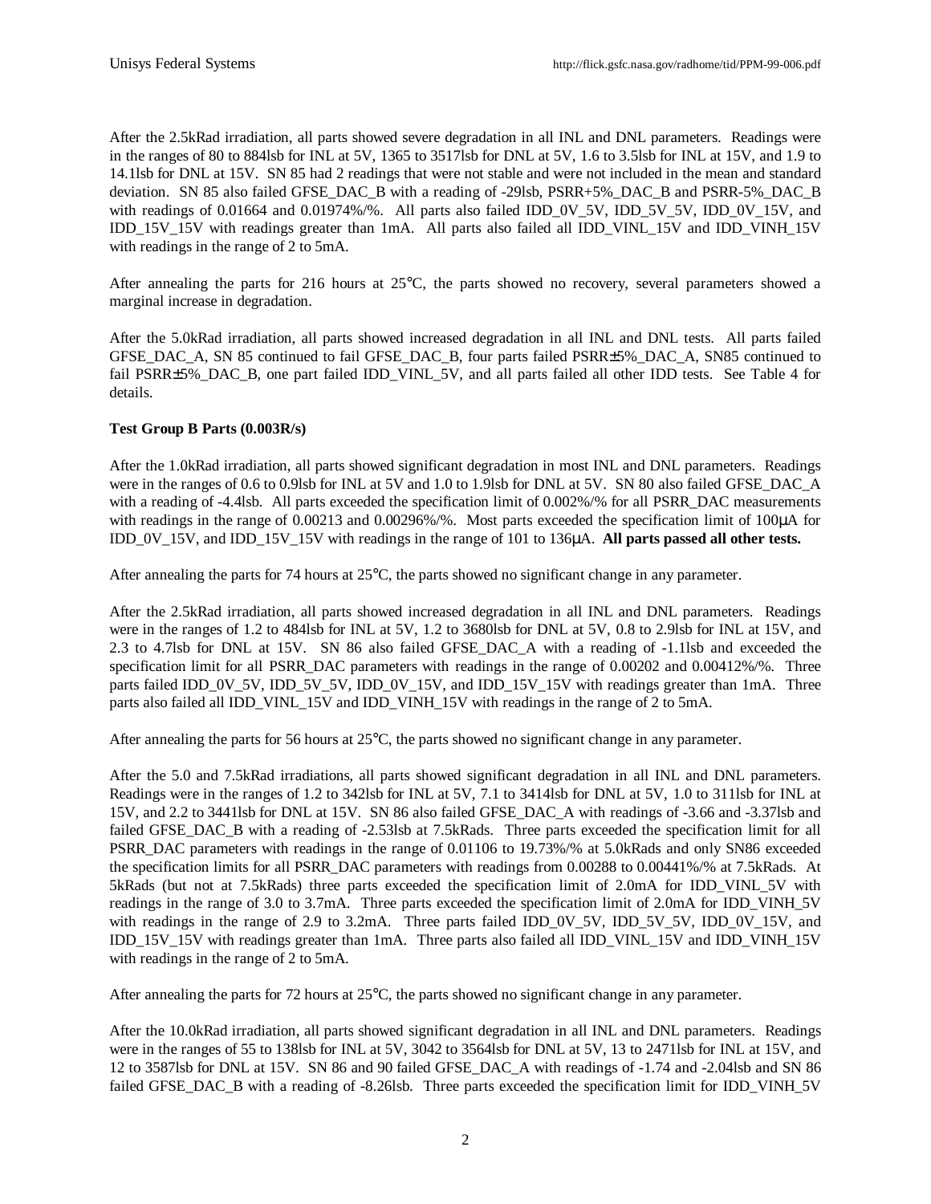After the 2.5kRad irradiation, all parts showed severe degradation in all INL and DNL parameters. Readings were in the ranges of 80 to 884lsb for INL at 5V, 1365 to 3517lsb for DNL at 5V, 1.6 to 3.5lsb for INL at 15V, and 1.9 to 14.1lsb for DNL at 15V. SN 85 had 2 readings that were not stable and were not included in the mean and standard deviation. SN 85 also failed GFSE_DAC_B with a reading of -29lsb, PSRR+5%_DAC_B and PSRR-5%_DAC_B with readings of 0.01664 and 0.01974%/%. All parts also failed IDD_0V_5V, IDD_5V_5V, IDD_0V_15V, and IDD_15V_15V with readings greater than 1mA. All parts also failed all IDD_VINL_15V and IDD_VINH_15V with readings in the range of 2 to 5mA.

After annealing the parts for 216 hours at 25°C, the parts showed no recovery, several parameters showed a marginal increase in degradation.

After the 5.0kRad irradiation, all parts showed increased degradation in all INL and DNL tests. All parts failed GFSE_DAC_A, SN 85 continued to fail GFSE_DAC_B, four parts failed PSRR±5%_DAC_A, SN85 continued to fail PSRR±5%_DAC_B, one part failed IDD_VINL_5V, and all parts failed all other IDD tests. See Table 4 for details.

**Test Group B Parts (0.003R/s)**

After the 1.0kRad irradiation, all parts showed significant degradation in most INL and DNL parameters. Readings were in the ranges of 0.6 to 0.9lsb for INL at 5V and 1.0 to 1.9lsb for DNL at 5V. SN 80 also failed GFSE_DAC_A with a reading of -4.4lsb. All parts exceeded the specification limit of 0.002%/% for all PSRR_DAC measurements with readings in the range of 0.00213 and 0.00296%/%. Most parts exceeded the specification limit of 100μA for IDD_0V_15V, and IDD_15V_15V with readings in the range of 101 to 136μA. **All parts passed all other tests.**

After annealing the parts for 74 hours at 25°C, the parts showed no significant change in any parameter.

After the 2.5kRad irradiation, all parts showed increased degradation in all INL and DNL parameters. Readings were in the ranges of 1.2 to 484lsb for INL at 5V, 1.2 to 3680lsb for DNL at 5V, 0.8 to 2.9lsb for INL at 15V, and 2.3 to 4.7lsb for DNL at 15V. SN 86 also failed GFSE_DAC_A with a reading of -1.1lsb and exceeded the specification limit for all PSRR_DAC parameters with readings in the range of 0.00202 and 0.00412%/%. Three parts failed IDD_0V_5V, IDD_5V_5V, IDD_0V_15V, and IDD_15V_15V with readings greater than 1mA. Three parts also failed all IDD_VINL_15V and IDD_VINH_15V with readings in the range of 2 to 5mA.

After annealing the parts for 56 hours at 25°C, the parts showed no significant change in any parameter.

After the 5.0 and 7.5kRad irradiations, all parts showed significant degradation in all INL and DNL parameters. Readings were in the ranges of 1.2 to 342lsb for INL at 5V, 7.1 to 3414lsb for DNL at 5V, 1.0 to 311lsb for INL at 15V, and 2.2 to 3441lsb for DNL at 15V. SN 86 also failed GFSE_DAC_A with readings of -3.66 and -3.37lsb and failed GFSE_DAC_B with a reading of -2.53lsb at 7.5kRads. Three parts exceeded the specification limit for all PSRR_DAC parameters with readings in the range of 0.01106 to 19.73%/% at 5.0kRads and only SN86 exceeded the specification limits for all PSRR_DAC parameters with readings from 0.00288 to 0.00441%/% at 7.5kRads. At 5kRads (but not at 7.5kRads) three parts exceeded the specification limit of 2.0mA for IDD_VINL_5V with readings in the range of 3.0 to 3.7mA. Three parts exceeded the specification limit of 2.0mA for IDD_VINH_5V with readings in the range of 2.9 to 3.2mA. Three parts failed IDD_0V_5V, IDD_5V_5V, IDD_0V_15V, and IDD_15V_15V with readings greater than 1mA. Three parts also failed all IDD_VINL_15V and IDD_VINH_15V with readings in the range of 2 to 5mA.

After annealing the parts for 72 hours at 25°C, the parts showed no significant change in any parameter.

After the 10.0kRad irradiation, all parts showed significant degradation in all INL and DNL parameters. Readings were in the ranges of 55 to 138lsb for INL at 5V, 3042 to 3564lsb for DNL at 5V, 13 to 2471lsb for INL at 15V, and 12 to 3587lsb for DNL at 15V. SN 86 and 90 failed GFSE_DAC_A with readings of -1.74 and -2.04lsb and SN 86 failed GFSE_DAC_B with a reading of -8.26lsb. Three parts exceeded the specification limit for IDD_VINH_5V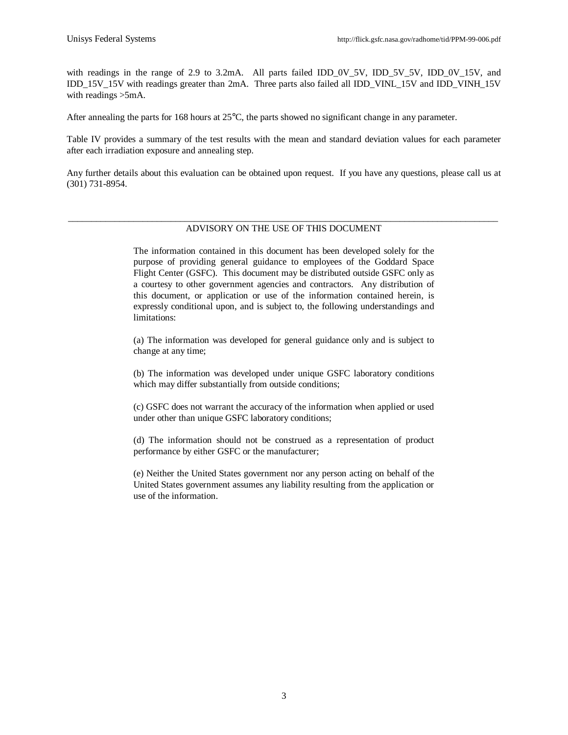with readings in the range of 2.9 to 3.2mA. All parts failed IDD_0V_5V, IDD_5V_5V, IDD_0V_15V, and IDD_15V_15V with readings greater than 2mA. Three parts also failed all IDD_VINL_15V and IDD_VINH_15V with readings >5mA.

After annealing the parts for 168 hours at 25°C, the parts showed no significant change in any parameter.

Table IV provides a summary of the test results with the mean and standard deviation values for each parameter after each irradiation exposure and annealing step.

Any further details about this evaluation can be obtained upon request. If you have any questions, please call us at (301) 731-8954.

---

ADVISORY ON THE USE OF THIS DOCUMENT

The information contained in this document has been developed solely for the purpose of providing general guidance to employees of the Goddard Space Flight Center (GSFC). This document may be distributed outside GSFC only as a courtesy to other government agencies and contractors. Any distribution of this document, or application or use of the information contained herein, is expressly conditional upon, and is subject to, the following understandings and limitations:

(a) The information was developed for general guidance only and is subject to change at any time;

(b) The information was developed under unique GSFC laboratory conditions which may differ substantially from outside conditions;

(c) GSFC does not warrant the accuracy of the information when applied or used under other than unique GSFC laboratory conditions;

(d) The information should not be construed as a representation of product performance by either GSFC or the manufacturer;

(e) Neither the United States government nor any person acting on behalf of the United States government assumes any liability resulting from the application or use of the information.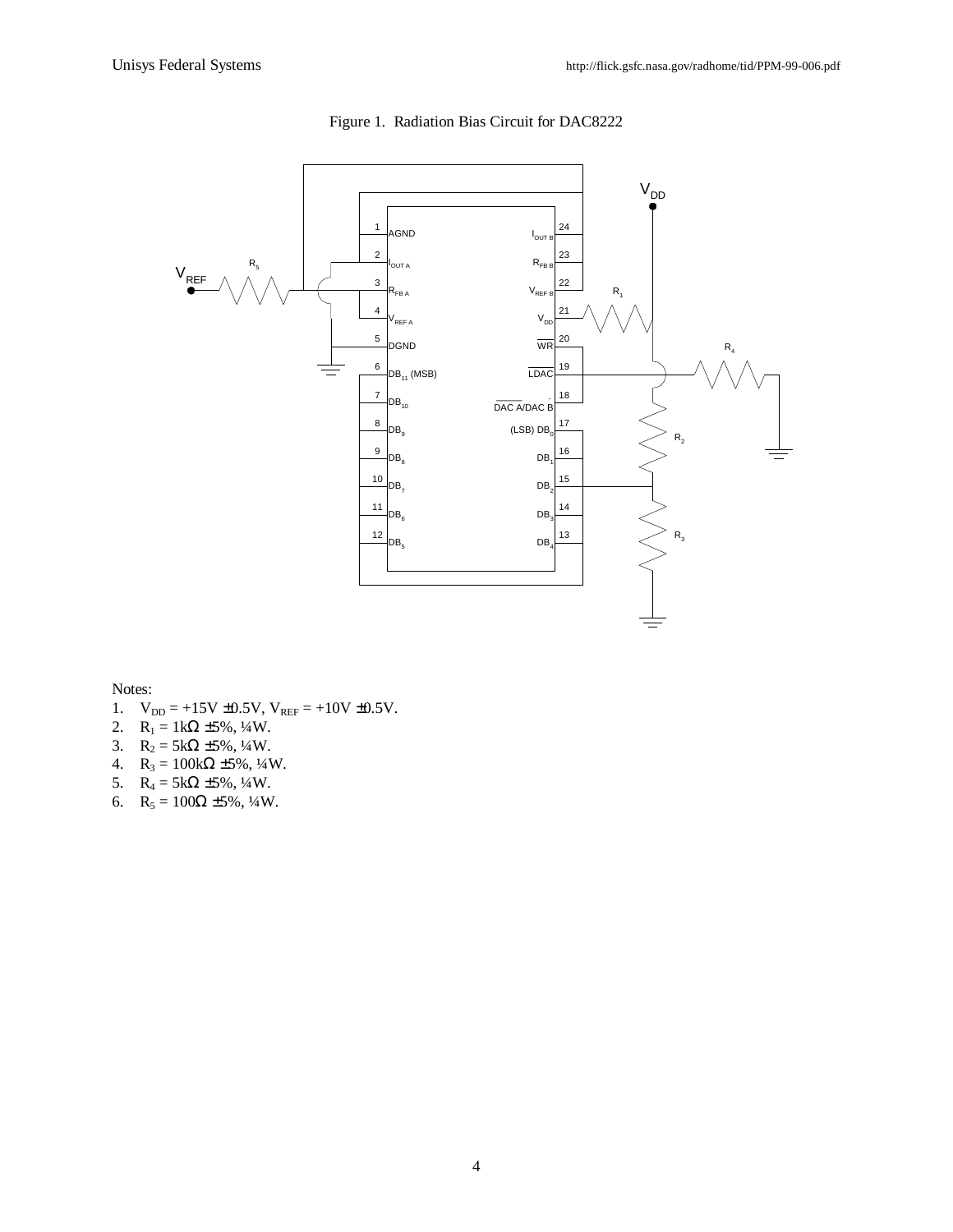Figure 1. Radiation Bias Circuit for DAC8222

Notes:

1. $V_{DD}$ = +15V ±0.5V, $V_{REF}$ = +10V ±0.5V.
2. $R_1$ = 1kΩ ±5%, ¼W.
3. $R_2$ = 5kΩ ±5%, ¼W.
4. $R_3$ = 100kΩ ±5%, ¼W.
5. $R_4$ = 5kΩ ±5%, ¼W.
6. $R_5$ = 100Ω ±5%, ¼W.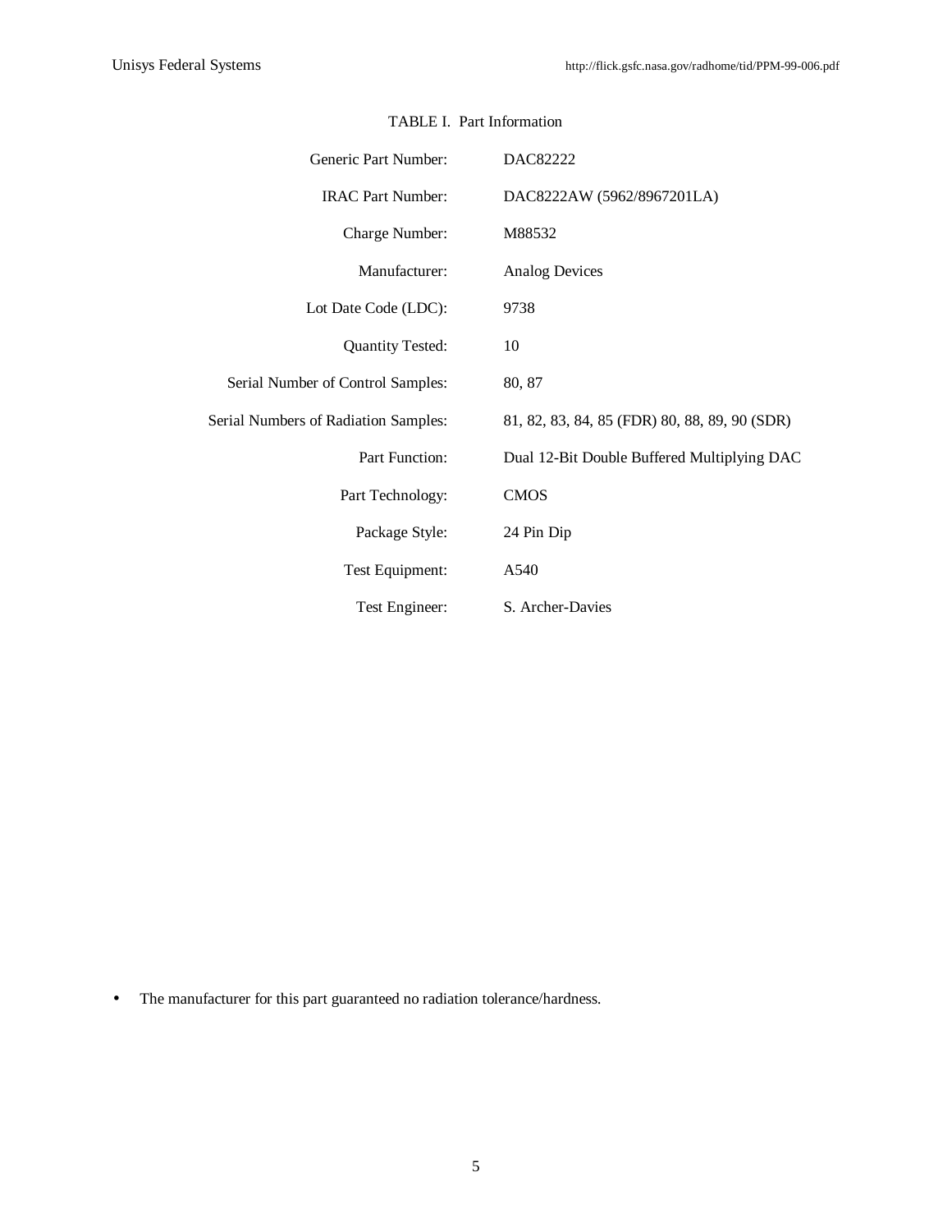TABLE I. Part Information

| | |
|---|---|
| Generic Part Number: | DAC82222 |
| IRAC Part Number: | DAC8222AW (5962/8967201LA) |
| Charge Number: | M88532 |
| Manufacturer: | Analog Devices |
| Lot Date Code (LDC): | 9738 |
| Quantity Tested: | 10 |
| Serial Number of Control Samples: | 80, 87 |
| Serial Numbers of Radiation Samples: | 81, 82, 83, 84, 85 (FDR) 80, 88, 89, 90 (SDR) |
| Part Function: | Dual 12-Bit Double Buffered Multiplying DAC |
| Part Technology: | CMOS |
| Package Style: | 24 Pin Dip |
| Test Equipment: | A540 |
| Test Engineer: | S. Archer-Davies |

- The manufacturer for this part guaranteed no radiation tolerance/hardness.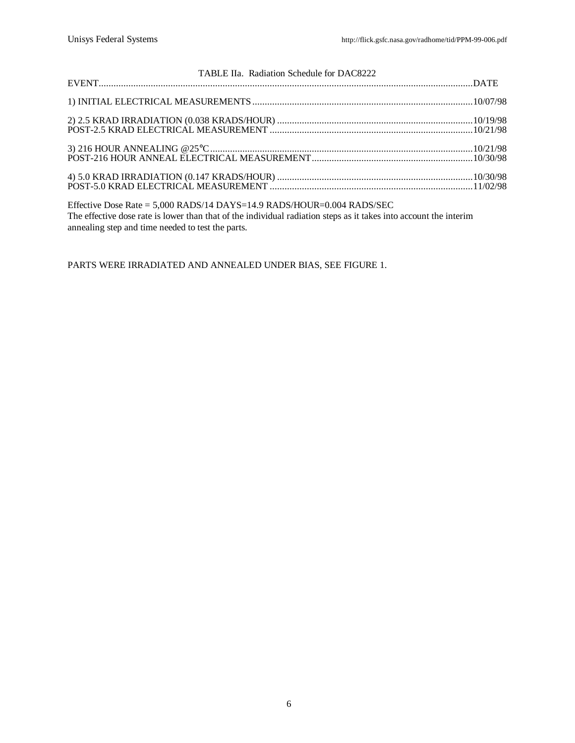TABLE IIa. Radiation Schedule for DAC8222

| EVENT | DATE |
|---|---|
| 1) INITIAL ELECTRICAL MEASUREMENTS | 10/07/98 |
| 2) 2.5 KRAD IRRADIATION (0.038 KRADS/HOUR) | 10/19/98 |
| POST-2.5 KRAD ELECTRICAL MEASUREMENT | 10/21/98 |
| 3) 216 HOUR ANNEALING @25°C | 10/21/98 |
| POST-216 HOUR ANNEAL ELECTRICAL MEASUREMENT | 10/30/98 |
| 4) 5.0 KRAD IRRADIATION (0.147 KRADS/HOUR) | 10/30/98 |
| POST-5.0 KRAD ELECTRICAL MEASUREMENT | 11/02/98 |

Effective Dose Rate = 5,000 RADS/14 DAYS=14.9 RADS/HOUR=0.004 RADS/SEC
The effective dose rate is lower than that of the individual radiation steps as it takes into account the interim annealing step and time needed to test the parts.

PARTS WERE IRRADIATED AND ANNEALED UNDER BIAS, SEE FIGURE 1.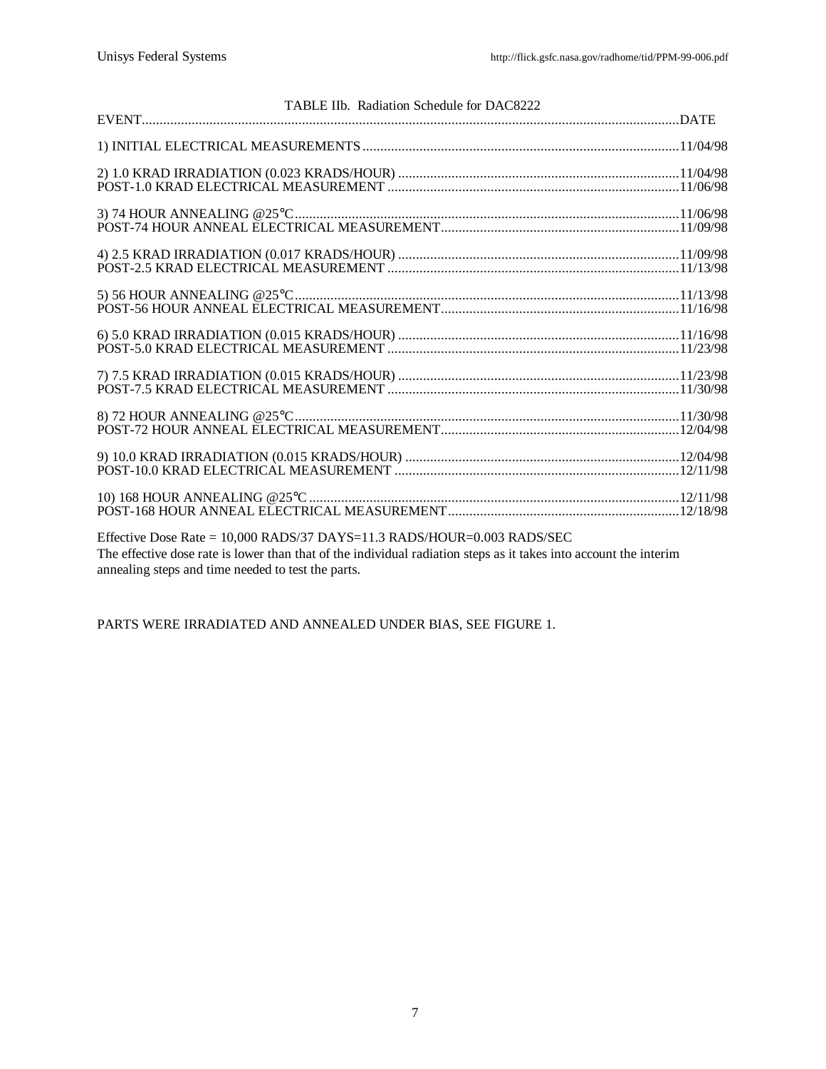TABLE IIb. Radiation Schedule for DAC8222

| EVENT | DATE |
|---|---|
| 1) INITIAL ELECTRICAL MEASUREMENTS | 11/04/98 |
| 2) 1.0 KRAD IRRADIATION (0.023 KRADS/HOUR) | 11/04/98 |
| POST-1.0 KRAD ELECTRICAL MEASUREMENT | 11/06/98 |
| 3) 74 HOUR ANNEALING @25°C | 11/06/98 |
| POST-74 HOUR ANNEAL ELECTRICAL MEASUREMENT | 11/09/98 |
| 4) 2.5 KRAD IRRADIATION (0.017 KRADS/HOUR) | 11/09/98 |
| POST-2.5 KRAD ELECTRICAL MEASUREMENT | 11/13/98 |
| 5) 56 HOUR ANNEALING @25°C | 11/13/98 |
| POST-56 HOUR ANNEAL ELECTRICAL MEASUREMENT | 11/16/98 |
| 6) 5.0 KRAD IRRADIATION (0.015 KRADS/HOUR) | 11/16/98 |
| POST-5.0 KRAD ELECTRICAL MEASUREMENT | 11/23/98 |
| 7) 7.5 KRAD IRRADIATION (0.015 KRADS/HOUR) | 11/23/98 |
| POST-7.5 KRAD ELECTRICAL MEASUREMENT | 11/30/98 |
| 8) 72 HOUR ANNEALING @25°C | 11/30/98 |
| POST-72 HOUR ANNEAL ELECTRICAL MEASUREMENT | 12/04/98 |
| 9) 10.0 KRAD IRRADIATION (0.015 KRADS/HOUR) | 12/04/98 |
| POST-10.0 KRAD ELECTRICAL MEASUREMENT | 12/11/98 |
| 10) 168 HOUR ANNEALING @25°C | 12/11/98 |
| POST-168 HOUR ANNEAL ELECTRICAL MEASUREMENT | 12/18/98 |

Effective Dose Rate = 10,000 RADS/37 DAYS=11.3 RADS/HOUR=0.003 RADS/SEC
The effective dose rate is lower than that of the individual radiation steps as it takes into account the interim annealing steps and time needed to test the parts.

PARTS WERE IRRADIATED AND ANNEALED UNDER BIAS, SEE FIGURE 1.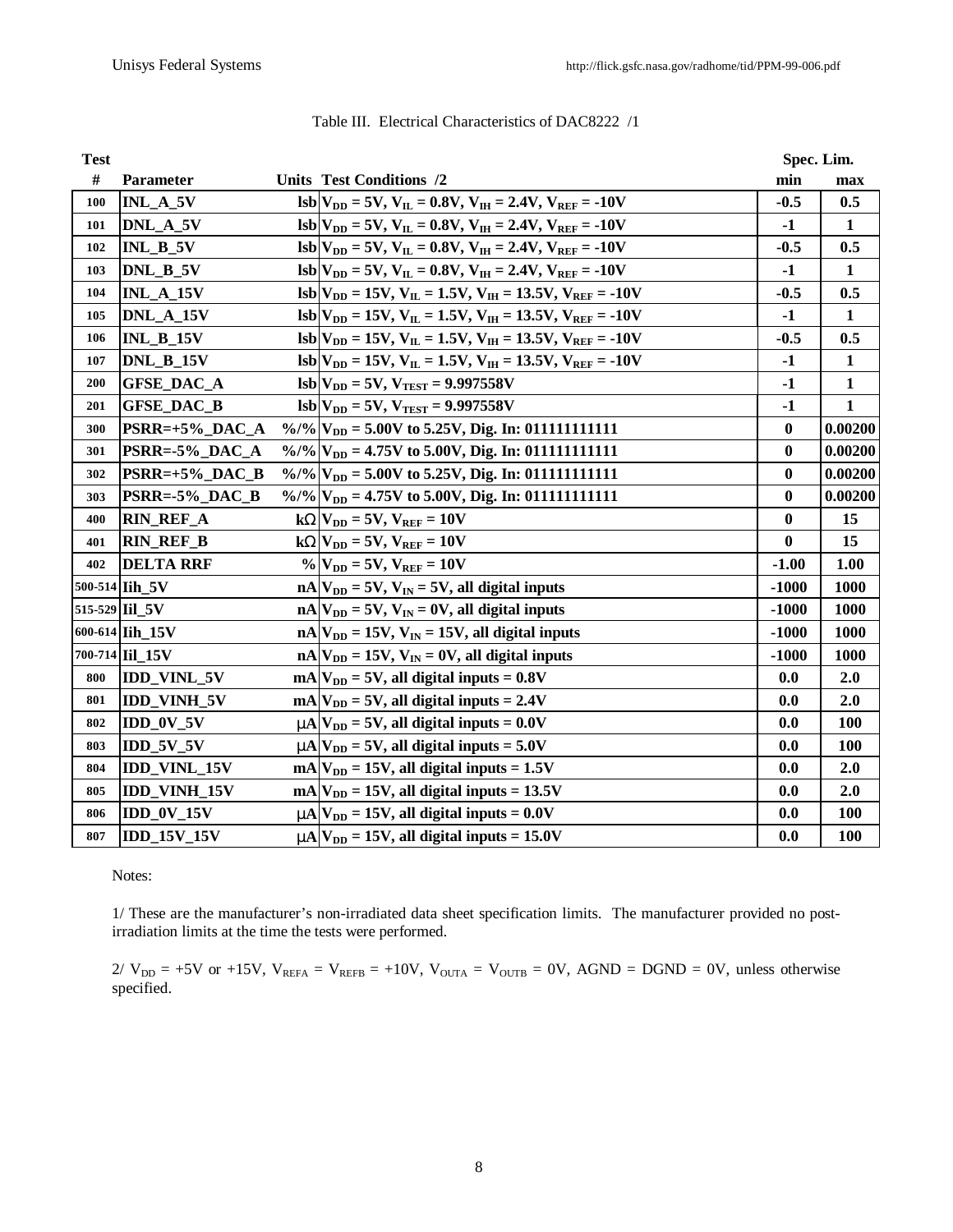Table III. Electrical Characteristics of DAC8222 /1

| Test # | Parameter | Units | Test Conditions /2 | Spec. Lim. min | Spec. Lim. max |
|---|---|---|---|---|---|
| 100 | INL_A_5V | lsb | $V_{DD}$ = 5V, $V_{IL}$ = 0.8V, $V_{IH}$ = 2.4V, $V_{REF}$ = -10V | -0.5 | 0.5 |
| 101 | DNL_A_5V | lsb | $V_{DD}$ = 5V, $V_{IL}$ = 0.8V, $V_{IH}$ = 2.4V, $V_{REF}$ = -10V | -1 | 1 |
| 102 | INL_B_5V | lsb | $V_{DD}$ = 5V, $V_{IL}$ = 0.8V, $V_{IH}$ = 2.4V, $V_{REF}$ = -10V | -0.5 | 0.5 |
| 103 | DNL_B_5V | lsb | $V_{DD}$ = 5V, $V_{IL}$ = 0.8V, $V_{IH}$ = 2.4V, $V_{REF}$ = -10V | -1 | 1 |
| 104 | INL_A_15V | lsb | $V_{DD}$ = 15V, $V_{IL}$ = 1.5V, $V_{IH}$ = 13.5V, $V_{REF}$ = -10V | -0.5 | 0.5 |
| 105 | DNL_A_15V | lsb | $V_{DD}$ = 15V, $V_{IL}$ = 1.5V, $V_{IH}$ = 13.5V, $V_{REF}$ = -10V | -1 | 1 |
| 106 | INL_B_15V | lsb | $V_{DD}$ = 15V, $V_{IL}$ = 1.5V, $V_{IH}$ = 13.5V, $V_{REF}$ = -10V | -0.5 | 0.5 |
| 107 | DNL_B_15V | lsb | $V_{DD}$ = 15V, $V_{IL}$ = 1.5V, $V_{IH}$ = 13.5V, $V_{REF}$ = -10V | -1 | 1 |
| 200 | GFSE_DAC_A | lsb | $V_{DD}$ = 5V, $V_{TEST}$ = 9.997558V | -1 | 1 |
| 201 | GFSE_DAC_B | lsb | $V_{DD}$ = 5V, $V_{TEST}$ = 9.997558V | -1 | 1 |
| 300 | PSRR=+5%_DAC_A | %/% | $V_{DD}$ = 5.00V to 5.25V, Dig. In: 011111111111 | 0 | 0.00200 |
| 301 | PSRR=-5%_DAC_A | %/% | $V_{DD}$ = 4.75V to 5.00V, Dig. In: 011111111111 | 0 | 0.00200 |
| 302 | PSRR=+5%_DAC_B | %/% | $V_{DD}$ = 5.00V to 5.25V, Dig. In: 011111111111 | 0 | 0.00200 |
| 303 | PSRR=-5%_DAC_B | %/% | $V_{DD}$ = 4.75V to 5.00V, Dig. In: 011111111111 | 0 | 0.00200 |
| 400 | RIN_REF_A | kΩ | $V_{DD}$ = 5V, $V_{REF}$ = 10V | 0 | 15 |
| 401 | RIN_REF_B | kΩ | $V_{DD}$ = 5V, $V_{REF}$ = 10V | 0 | 15 |
| 402 | DELTA RRF | % | $V_{DD}$ = 5V, $V_{REF}$ = 10V | -1.00 | 1.00 |
| 500-514 | Iih_5V | nA | $V_{DD}$ = 5V, $V_{IN}$ = 5V, all digital inputs | -1000 | 1000 |
| 515-529 | Iil_5V | nA | $V_{DD}$ = 5V, $V_{IN}$ = 0V, all digital inputs | -1000 | 1000 |
| 600-614 | Iih_15V | nA | $V_{DD}$ = 15V, $V_{IN}$ = 15V, all digital inputs | -1000 | 1000 |
| 700-714 | Iil_15V | nA | $V_{DD}$ = 15V, $V_{IN}$ = 0V, all digital inputs | -1000 | 1000 |
| 800 | IDD_VINL_5V | mA | $V_{DD}$ = 5V, all digital inputs = 0.8V | 0.0 | 2.0 |
| 801 | IDD_VINH_5V | mA | $V_{DD}$ = 5V, all digital inputs = 2.4V | 0.0 | 2.0 |
| 802 | IDD_0V_5V | μA | $V_{DD}$ = 5V, all digital inputs = 0.0V | 0.0 | 100 |
| 803 | IDD_5V_5V | μA | $V_{DD}$ = 5V, all digital inputs = 5.0V | 0.0 | 100 |
| 804 | IDD_VINL_15V | mA | $V_{DD}$ = 15V, all digital inputs = 1.5V | 0.0 | 2.0 |
| 805 | IDD_VINH_15V | mA | $V_{DD}$ = 15V, all digital inputs = 13.5V | 0.0 | 2.0 |
| 806 | IDD_0V_15V | μA | $V_{DD}$ = 15V, all digital inputs = 0.0V | 0.0 | 100 |
| 807 | IDD_15V_15V | μA | $V_{DD}$ = 15V, all digital inputs = 15.0V | 0.0 | 100 |

Notes:

1/ These are the manufacturer's non-irradiated data sheet specification limits. The manufacturer provided no post-irradiation limits at the time the tests were performed.

2/ $V_{DD}$ = +5V or +15V, $V_{REFA}$ = $V_{REFB}$ = +10V, $V_{OUTA}$ = $V_{OUTB}$ = 0V, AGND = DGND = 0V, unless otherwise specified.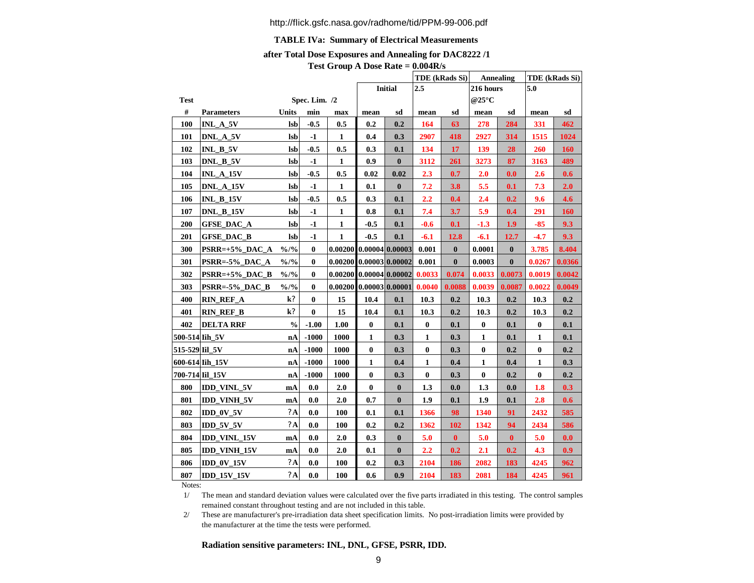http://flick.gsfc.nasa.gov/radhome/tid/PPM-99-006.pdf

### TABLE IVa: Summary of Electrical Measurements

### after Total Dose Exposures and Annealing for DAC8222 /1

### Test Group A Dose Rate = 0.004R/s

| Test # | Parameters | Units | Spec. Lim. /2 min | max | Initial mean | sd | TDE (kRads Si) 2.5 mean | sd | Annealing 216 hours @25°C mean | sd | TDE (kRads Si) 5.0 mean | sd |
|---|---|---|---|---|---|---|---|---|---|---|---|---|
| 100 | INL_A_5V | lsb | -0.5 | 0.5 | 0.2 | 0.2 | 164 | 63 | 278 | 284 | 331 | 462 |
| 101 | DNL_A_5V | lsb | -1 | 1 | 0.4 | 0.3 | 2907 | 418 | 2927 | 314 | 1515 | 1024 |
| 102 | INL_B_5V | lsb | -0.5 | 0.5 | 0.3 | 0.1 | 134 | 17 | 139 | 28 | 260 | 160 |
| 103 | DNL_B_5V | lsb | -1 | 1 | 0.9 | 0 | 3112 | 261 | 3273 | 87 | 3163 | 489 |
| 104 | INL_A_15V | lsb | -0.5 | 0.5 | 0.02 | 0.02 | 2.3 | 0.7 | 2.0 | 0.0 | 2.6 | 0.6 |
| 105 | DNL_A_15V | lsb | -1 | 1 | 0.1 | 0 | 7.2 | 3.8 | 5.5 | 0.1 | 7.3 | 2.0 |
| 106 | INL_B_15V | lsb | -0.5 | 0.5 | 0.3 | 0.1 | 2.2 | 0.4 | 2.4 | 0.2 | 9.6 | 4.6 |
| 107 | DNL_B_15V | lsb | -1 | 1 | 0.8 | 0.1 | 7.4 | 3.7 | 5.9 | 0.4 | 291 | 160 |
| 200 | GFSE_DAC_A | lsb | -1 | 1 | -0.5 | 0.1 | -0.6 | 0.1 | -1.3 | 1.9 | -85 | 9.3 |
| 201 | GFSE_DAC_B | lsb | -1 | 1 | -0.5 | 0.1 | -6.1 | 12.8 | -6.1 | 12.7 | -4.7 | 9.3 |
| 300 | PSRR=+5%_DAC_A | %/% | 0 | 0.00200 | 0.00004 | 0.00003 | 0.001 | 0 | 0.0001 | 0 | 3.785 | 8.404 |
| 301 | PSRR=-5%_DAC_A | %/% | 0 | 0.00200 | 0.00003 | 0.00002 | 0.001 | 0 | 0.0003 | 0 | 0.0267 | 0.0366 |
| 302 | PSRR=+5%_DAC_B | %/% | 0 | 0.00200 | 0.00004 | 0.00002 | 0.0033 | 0.074 | 0.0033 | 0.0073 | 0.0019 | 0.0042 |
| 303 | PSRR=-5%_DAC_B | %/% | 0 | 0.00200 | 0.00003 | 0.00001 | 0.0040 | 0.0088 | 0.0039 | 0.0087 | 0.0022 | 0.0049 |
| 400 | RIN_REF_A | k? | 0 | 15 | 10.4 | 0.1 | 10.3 | 0.2 | 10.3 | 0.2 | 10.3 | 0.2 |
| 401 | RIN_REF_B | k? | 0 | 15 | 10.4 | 0.1 | 10.3 | 0.2 | 10.3 | 0.2 | 10.3 | 0.2 |
| 402 | DELTA RRF | % | -1.00 | 1.00 | 0 | 0.1 | 0 | 0.1 | 0 | 0.1 | 0 | 0.1 |
| 500-514 | Iih_5V | nA | -1000 | 1000 | 1 | 0.3 | 1 | 0.3 | 1 | 0.1 | 1 | 0.1 |
| 515-529 | Iil_5V | nA | -1000 | 1000 | 0 | 0.3 | 0 | 0.3 | 0 | 0.2 | 0 | 0.2 |
| 600-614 | Iih_15V | nA | -1000 | 1000 | 1 | 0.4 | 1 | 0.4 | 1 | 0.4 | 1 | 0.3 |
| 700-714 | Iil_15V | nA | -1000 | 1000 | 0 | 0.3 | 0 | 0.3 | 0 | 0.2 | 0 | 0.2 |
| 800 | IDD_VINL_5V | mA | 0.0 | 2.0 | 0 | 0 | 1.3 | 0.0 | 1.3 | 0.0 | 1.8 | 0.3 |
| 801 | IDD_VINH_5V | mA | 0.0 | 2.0 | 0.7 | 0 | 1.9 | 0.1 | 1.9 | 0.1 | 2.8 | 0.6 |
| 802 | IDD_0V_5V | ?A | 0.0 | 100 | 0.1 | 0.1 | 1366 | 98 | 1340 | 91 | 2432 | 585 |
| 803 | IDD_5V_5V | ?A | 0.0 | 100 | 0.2 | 0.2 | 1362 | 102 | 1342 | 94 | 2434 | 586 |
| 804 | IDD_VINL_15V | mA | 0.0 | 2.0 | 0.3 | 0 | 5.0 | 0 | 5.0 | 0 | 5.0 | 0.0 |
| 805 | IDD_VINH_15V | mA | 0.0 | 2.0 | 0.1 | 0 | 2.2 | 0.2 | 2.1 | 0.2 | 4.3 | 0.9 |
| 806 | IDD_0V_15V | ?A | 0.0 | 100 | 0.2 | 0.3 | 2104 | 186 | 2082 | 183 | 4245 | 962 |
| 807 | IDD_15V_15V | ?A | 0.0 | 100 | 0.6 | 0.9 | 2104 | 183 | 2081 | 184 | 4245 | 961 |

Notes:

1/ The mean and standard deviation values were calculated over the five parts irradiated in this testing. The control samples remained constant throughout testing and are not included in this table.

2/ These are manufacturer's pre-irradiation data sheet specification limits. No post-irradiation limits were provided by the manufacturer at the time the tests were performed.

**Radiation sensitive parameters: INL, DNL, GFSE, PSRR, IDD.**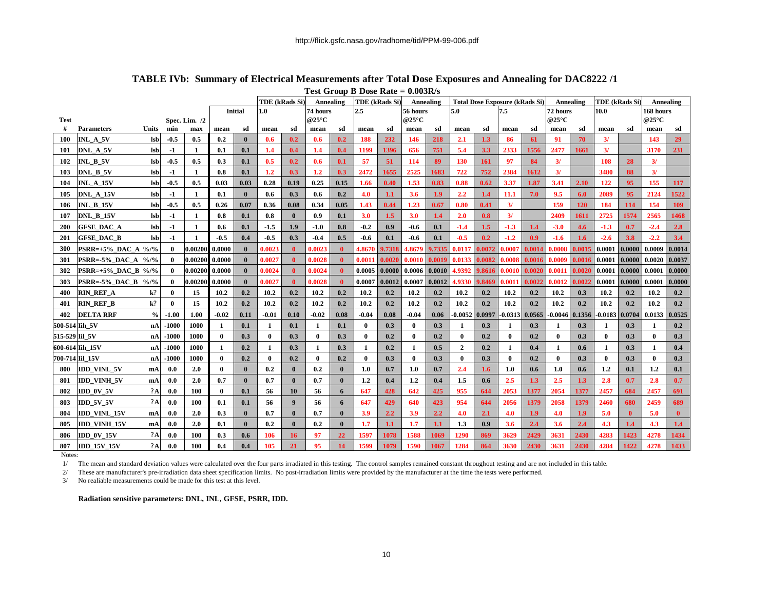http://flick.gsfc.nasa.gov/radhome/tid/PPM-99-006.pdf

## TABLE IVb: Summary of Electrical Measurements after Total Dose Exposures and Annealing for DAC8222 /1

### Test Group B Dose Rate = 0.003R/s

| Test | | | Spec. Lim. /2 | | Initial | | TDE (kRads Si) 1.0 | | Annealing 74 hours @25°C | | TDE (kRads Si) 2.5 | | Annealing 56 hours @25°C | | Total Dose Exposure (kRads Si) 5.0 | | 7.5 | | Annealing 72 hours @25°C | | TDE (kRads Si) 10.0 | | Annealing 168 hours @25°C | |
|---|---|---|---|---|---|---|---|---|---|---|---|---|---|---|---|---|---|---|---|---|---|---|---|---|
| # | Parameters | Units | min | max | mean | sd | mean | sd | mean | sd | mean | sd | mean | sd | mean | sd | mean | sd | mean | sd | mean | sd | mean | sd |
| 100 | INL_A_5V | lsb | -0.5 | 0.5 | 0.2 | 0 | 0.6 | 0.2 | 0.6 | 0.2 | 188 | 232 | 146 | 218 | 2.1 | 1.3 | 86 | 61 | 91 | 70 | 3/ | | 143 | 29 |
| 101 | DNL_A_5V | lsb | -1 | 1 | 0.1 | 0.1 | 1.4 | 0.4 | 1.4 | 0.4 | 1199 | 1396 | 656 | 751 | 5.4 | 3.3 | 2333 | 1556 | 2477 | 1661 | 3/ | | 3170 | 231 |
| 102 | INL_B_5V | lsb | -0.5 | 0.5 | 0.3 | 0.1 | 0.5 | 0.2 | 0.6 | 0.1 | 57 | 51 | 114 | 89 | 130 | 161 | 97 | 84 | 3/ | | 108 | 28 | 3/ | |
| 103 | DNL_B_5V | lsb | -1 | 1 | 0.8 | 0.1 | 1.2 | 0.3 | 1.2 | 0.3 | 2472 | 1655 | 2525 | 1683 | 722 | 752 | 2384 | 1612 | 3/ | | 3480 | 88 | 3/ | |
| 104 | INL_A_15V | lsb | -0.5 | 0.5 | 0.03 | 0.03 | 0.28 | 0.19 | 0.25 | 0.15 | 1.66 | 0.40 | 1.53 | 0.83 | 0.88 | 0.62 | 3.37 | 1.87 | 3.41 | 2.10 | 122 | 95 | 155 | 117 |
| 105 | DNL_A_15V | lsb | -1 | 1 | 0.1 | 0 | 0.6 | 0.3 | 0.6 | 0.2 | 4.0 | 1.1 | 3.6 | 1.9 | 2.2 | 1.4 | 11.1 | 7.0 | 9.5 | 6.0 | 2089 | 95 | 2124 | 1522 |
| 106 | INL_B_15V | lsb | -0.5 | 0.5 | 0.26 | 0.07 | 0.36 | 0.08 | 0.34 | 0.05 | 1.43 | 0.44 | 1.23 | 0.67 | 0.80 | 0.41 | 3/ | | 159 | 120 | 184 | 114 | 154 | 109 |
| 107 | DNL_B_15V | lsb | -1 | 1 | 0.8 | 0.1 | 0.8 | 0 | 0.9 | 0.1 | 3.0 | 1.5 | 3.0 | 1.4 | 2.0 | 0.8 | 3/ | | 2409 | 1611 | 2725 | 1574 | 2565 | 1468 |
| 200 | GFSE_DAC_A | lsb | -1 | 1 | 0.6 | 0.1 | -1.5 | 1.9 | -1.0 | 0.8 | -0.2 | 0.9 | -0.6 | 0.1 | -1.4 | 1.5 | -1.3 | 1.4 | -3.0 | 4.6 | -1.3 | 0.7 | -2.4 | 2.8 |
| 201 | GFSE_DAC_B | lsb | -1 | 1 | -0.5 | 0.4 | -0.5 | 0.3 | -0.4 | 0.5 | -0.6 | 0.1 | -0.6 | 0.1 | -0.5 | 0.2 | -1.2 | 0.9 | -1.6 | 1.6 | -2.6 | 3.8 | -2.2 | 3.4 |
| 300 | PSRR=+5%_DAC_A | %/% | 0 | 0.00200 | 0.0000 | 0 | 0.0023 | 0 | 0.0023 | 0 | 4.8670 | 9.7318 | 4.8679 | 9.7335 | 0.0117 | 0.0072 | 0.0007 | 0.0014 | 0.0008 | 0.0015 | 0.0001 | 0.0000 | 0.0009 | 0.0014 |
| 301 | PSRR=-5%_DAC_A | %/% | 0 | 0.00200 | 0.0000 | 0 | 0.0027 | 0 | 0.0028 | 0 | 0.0011 | 0.0020 | 0.0010 | 0.0019 | 0.0133 | 0.0082 | 0.0008 | 0.0016 | 0.0009 | 0.0016 | 0.0001 | 0.0000 | 0.0020 | 0.0037 |
| 302 | PSRR=+5%_DAC_B | %/% | 0 | 0.00200 | 0.0000 | 0 | 0.0024 | 0 | 0.0024 | 0 | 0.0005 | 0.0000 | 0.0006 | 0.0010 | 4.9392 | 9.8616 | 0.0010 | 0.0020 | 0.0011 | 0.0020 | 0.0001 | 0.0000 | 0.0001 | 0.0000 |
| 303 | PSRR=-5%_DAC_B | %/% | 0 | 0.00200 | 0.0000 | 0 | 0.0027 | 0 | 0.0028 | 0 | 0.0007 | 0.0012 | 0.0007 | 0.0012 | 4.9330 | 9.8469 | 0.0011 | 0.0022 | 0.0012 | 0.0022 | 0.0001 | 0.0000 | 0.0001 | 0.0000 |
| 400 | RIN_REF_A | k? | 0 | 15 | 10.2 | 0.2 | 10.2 | 0.2 | 10.2 | 0.2 | 10.2 | 0.2 | 10.2 | 0.2 | 10.2 | 0.2 | 10.2 | 0.2 | 10.2 | 0.3 | 10.2 | 0.2 | 10.2 | 0.2 |
| 401 | RIN_REF_B | k? | 0 | 15 | 10.2 | 0.2 | 10.2 | 0.2 | 10.2 | 0.2 | 10.2 | 0.2 | 10.2 | 0.2 | 10.2 | 0.2 | 10.2 | 0.2 | 10.2 | 0.2 | 10.2 | 0.2 | 10.2 | 0.2 |
| 402 | DELTA RRF | % | -1.00 | 1.00 | -0.02 | 0.11 | -0.01 | 0.10 | -0.02 | 0.08 | -0.04 | 0.08 | -0.04 | 0.06 | -0.0052 | 0.0997 | -0.0313 | 0.0565 | -0.0046 | 0.1356 | -0.0183 | 0.0704 | 0.0133 | 0.0525 |
| 500-514 | Iih_5V | nA | -1000 | 1000 | 1 | 0.1 | 1 | 0.1 | 1 | 0.1 | 0 | 0.3 | 0 | 0.3 | 1 | 0.3 | 1 | 0.3 | 1 | 0.3 | 1 | 0.3 | 1 | 0.2 |
| 515-529 | Iil_5V | nA | -1000 | 1000 | 0 | 0.3 | 0 | 0.3 | 0 | 0.3 | 0 | 0.2 | 0 | 0.2 | 0 | 0.2 | 0 | 0.2 | 0 | 0.3 | 0 | 0.3 | 0 | 0.3 |
| 600-614 | Iih_15V | nA | -1000 | 1000 | 1 | 0.2 | 1 | 0.3 | 1 | 0.3 | 1 | 0.2 | 1 | 0.5 | 2 | 0.2 | 1 | 0.4 | 1 | 0.6 | 1 | 0.3 | 1 | 0.4 |
| 700-714 | Iil_15V | nA | -1000 | 1000 | 0 | 0.2 | 0 | 0.2 | 0 | 0.2 | 0 | 0.3 | 0 | 0.3 | 0 | 0.3 | 0 | 0.2 | 0 | 0.3 | 0 | 0.3 | 0 | 0.3 |
| 800 | IDD_VINL_5V | mA | 0.0 | 2.0 | 0 | 0 | 0.2 | 0 | 0.2 | 0 | 1.0 | 0.7 | 1.0 | 0.7 | 2.4 | 1.6 | 1.0 | 0.6 | 1.0 | 0.6 | 1.2 | 0.1 | 1.2 | 0.1 |
| 801 | IDD_VINH_5V | mA | 0.0 | 2.0 | 0.7 | 0 | 0.7 | 0 | 0.7 | 0 | 1.2 | 0.4 | 1.2 | 0.4 | 1.5 | 0.6 | 2.5 | 1.3 | 2.5 | 1.3 | 2.8 | 0.7 | 2.8 | 0.7 |
| 802 | IDD_0V_5V | ?A | 0.0 | 100 | 0 | 0.1 | 56 | 10 | 56 | 6 | 647 | 428 | 642 | 425 | 955 | 644 | 2053 | 1377 | 2054 | 1377 | 2457 | 684 | 2457 | 691 |
| 803 | IDD_5V_5V | ?A | 0.0 | 100 | 0.1 | 0.1 | 56 | 9 | 56 | 6 | 647 | 429 | 640 | 423 | 954 | 644 | 2056 | 1379 | 2058 | 1379 | 2460 | 680 | 2459 | 689 |
| 804 | IDD_VINL_15V | mA | 0.0 | 2.0 | 0.3 | 0 | 0.7 | 0 | 0.7 | 0 | 3.9 | 2.2 | 3.9 | 2.2 | 4.0 | 2.1 | 4.0 | 1.9 | 4.0 | 1.9 | 5.0 | 0 | 5.0 | 0 |
| 805 | IDD_VINH_15V | mA | 0.0 | 2.0 | 0.1 | 0 | 0.2 | 0 | 0.2 | 0 | 1.7 | 1.1 | 1.7 | 1.1 | 1.3 | 0.9 | 3.6 | 2.4 | 3.6 | 2.4 | 4.3 | 1.4 | 4.3 | 1.4 |
| 806 | IDD_0V_15V | ?A | 0.0 | 100 | 0.3 | 0.6 | 106 | 16 | 97 | 22 | 1597 | 1078 | 1588 | 1069 | 1290 | 869 | 3629 | 2429 | 3631 | 2430 | 4283 | 1423 | 4278 | 1434 |
| 807 | IDD_15V_15V | ?A | 0.0 | 100 | 0.4 | 0.4 | 105 | 21 | 95 | 14 | 1599 | 1079 | 1590 | 1067 | 1284 | 864 | 3630 | 2430 | 3631 | 2430 | 4284 | 1422 | 4278 | 1433 |

Notes:

1/ The mean and standard deviation values were calculated over the four parts irradiated in this testing. The control samples remained constant throughout testing and are not included in this table.

2/ These are manufacturer's pre-irradiation data sheet specification limits. No post-irradiation limits were provided by the manufacturer at the time the tests were performed.

3/ No realiable measurements could be made for this test at this level.

**Radiation sensitive parameters: DNL, INL, GFSE, PSRR, IDD.**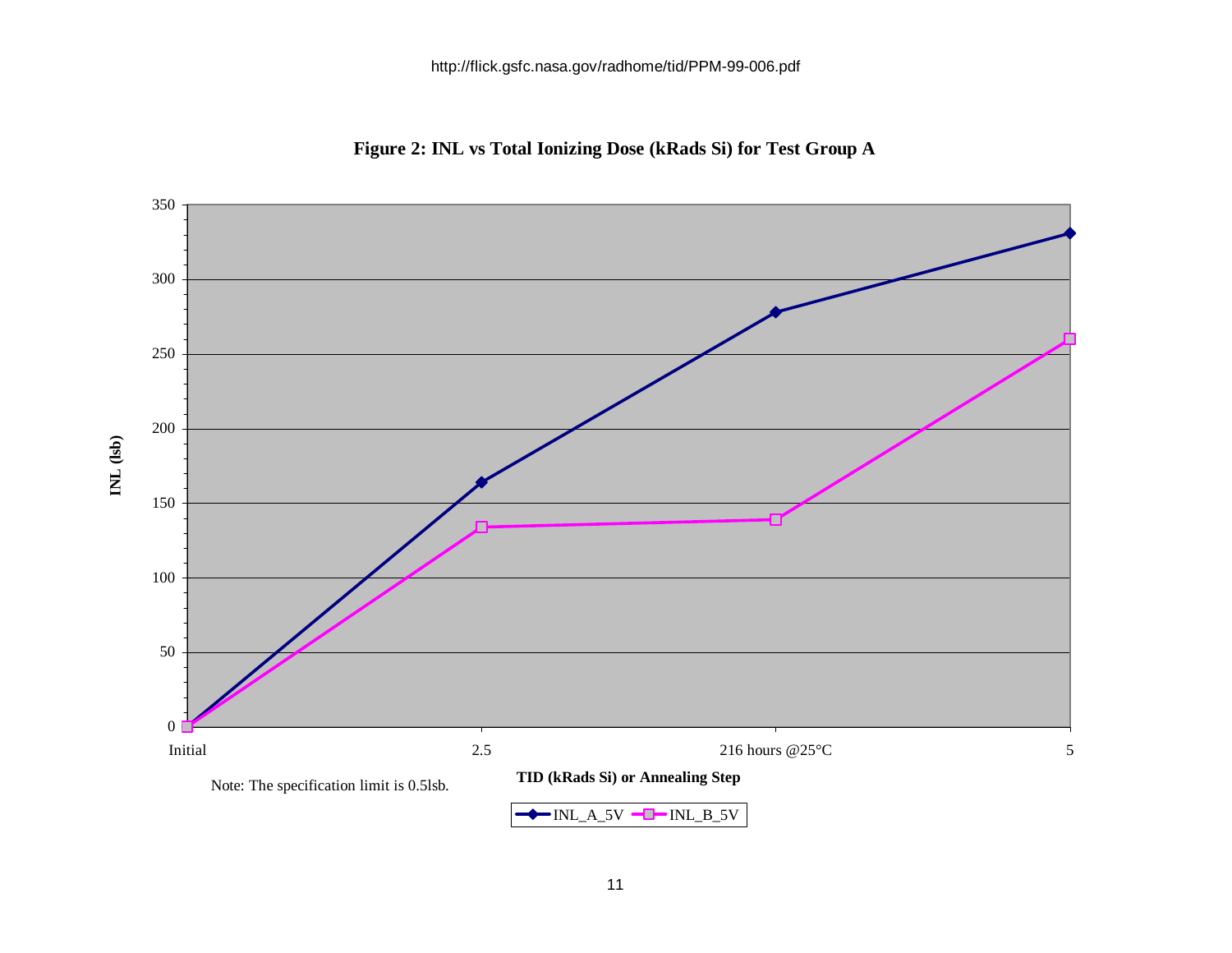http://flick.gsfc.nasa.gov/radhome/tid/PPM-99-006.pdf

**Figure 2: INL vs Total Ionizing Dose (kRads Si) for Test Group A**

Note: The specification limit is 0.5lsb.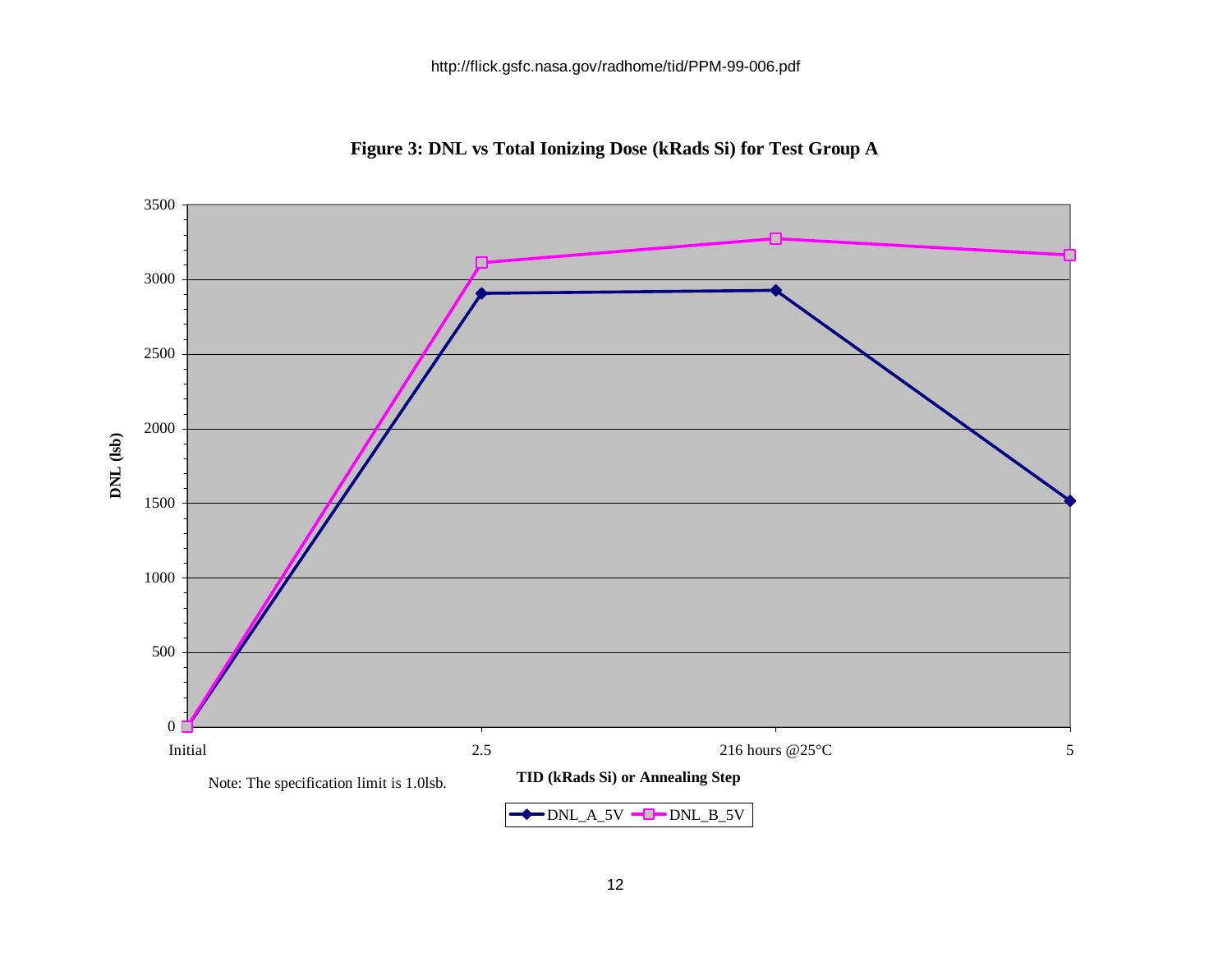http://flick.gsfc.nasa.gov/radhome/tid/PPM-99-006.pdf

**Figure 3: DNL vs Total Ionizing Dose (kRads Si) for Test Group A**

Note: The specification limit is 1.0lsb.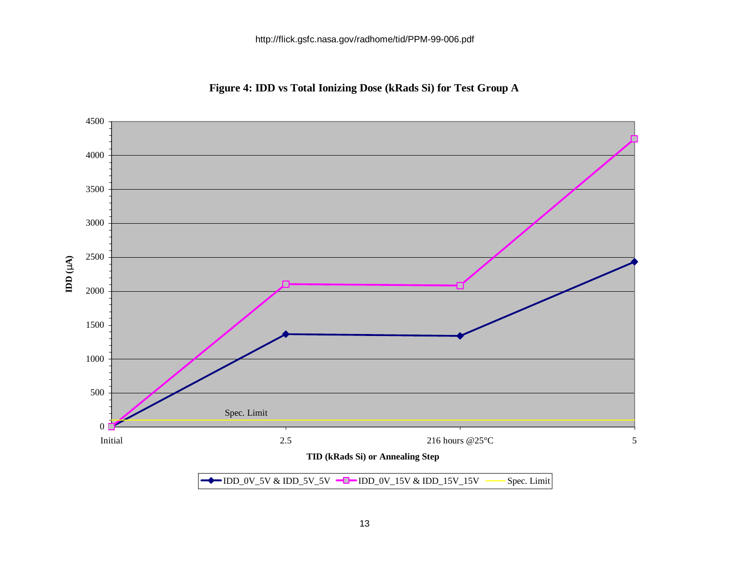http://flick.gsfc.nasa.gov/radhome/tid/PPM-99-006.pdf

**Figure 4: IDD vs Total Ionizing Dose (kRads Si) for Test Group A**

IDD (µA)

4500
4000
3500
3000
2500
2000
1500
1000
500
0

Spec. Limit

Initial | 2.5 | 216 hours @25°C | 5

**TID (kRads Si) or Annealing Step**

IDD_0V_5V & IDD_5V_5V | IDD_0V_15V & IDD_15V_15V | Spec. Limit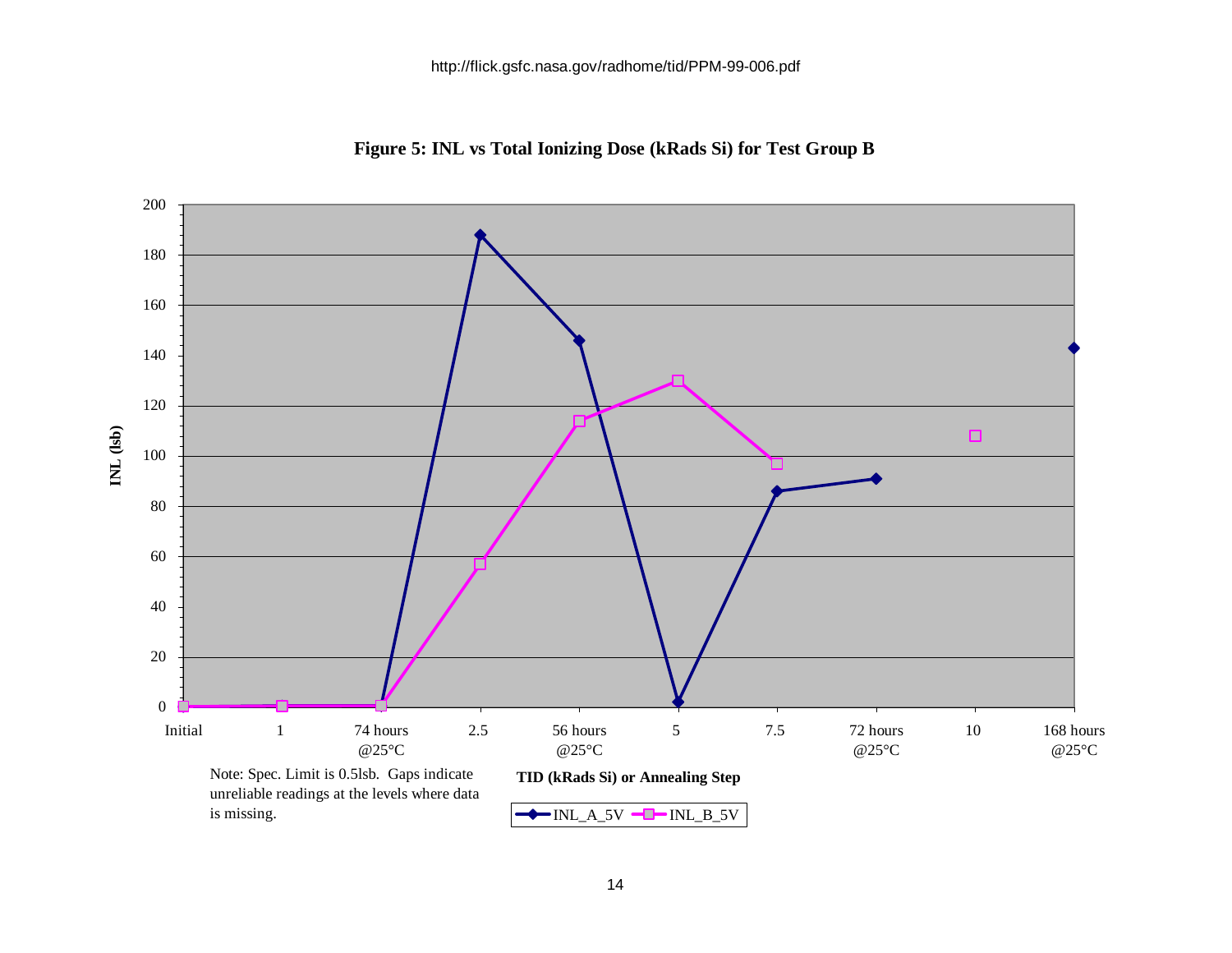http://flick.gsfc.nasa.gov/radhome/tid/PPM-99-006.pdf

**Figure 5: INL vs Total Ionizing Dose (kRads Si) for Test Group B**

Note: Spec. Limit is 0.5lsb. Gaps indicate unreliable readings at the levels where data is missing.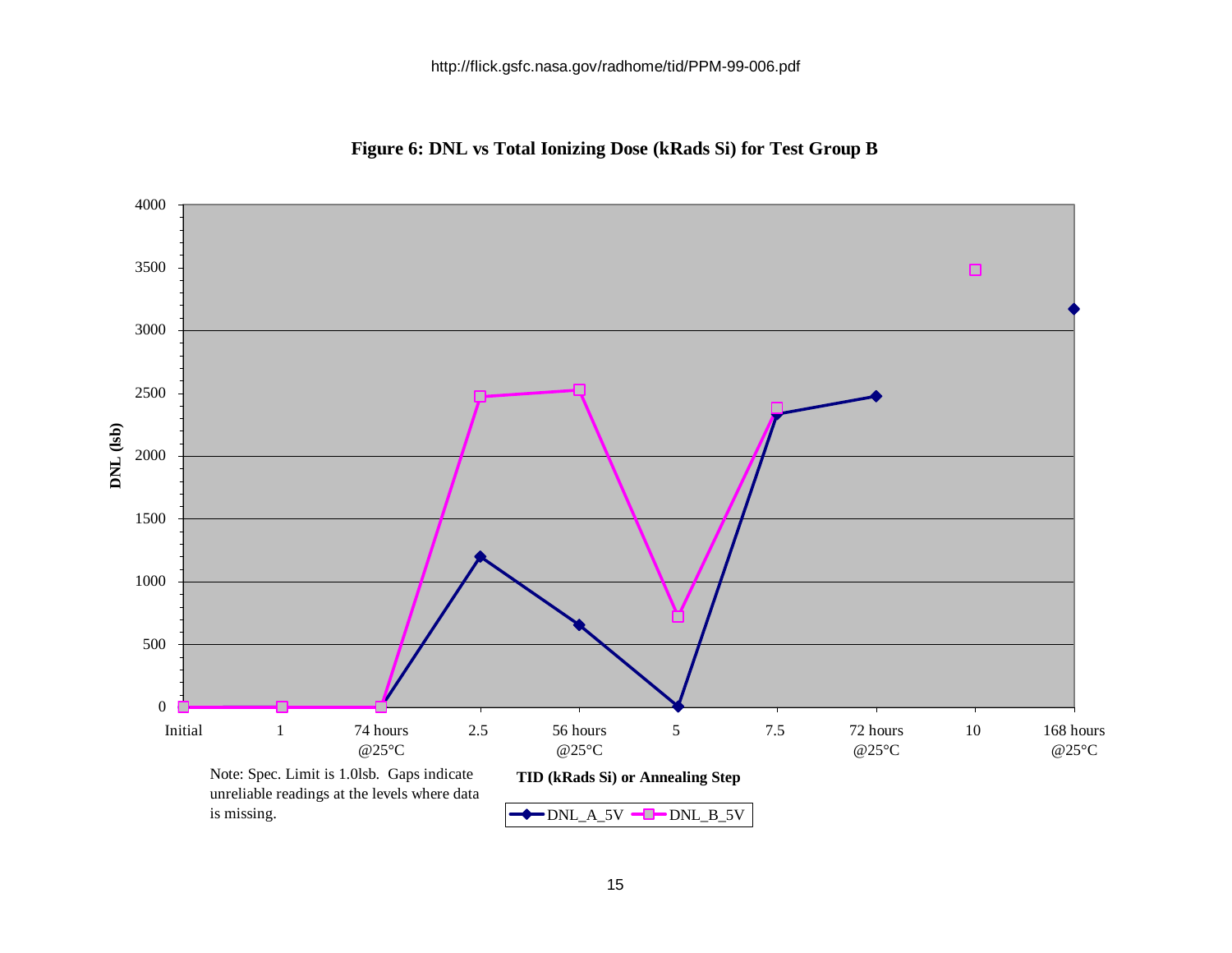http://flick.gsfc.nasa.gov/radhome/tid/PPM-99-006.pdf

**Figure 6: DNL vs Total Ionizing Dose (kRads Si) for Test Group B**

Note: Spec. Limit is 1.0lsb. Gaps indicate unreliable readings at the levels where data is missing.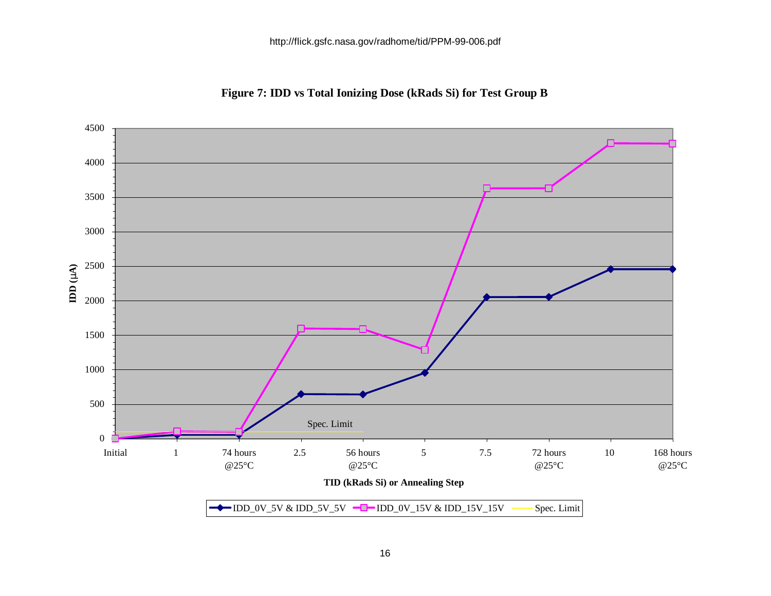http://flick.gsfc.nasa.gov/radhome/tid/PPM-99-006.pdf

**Figure 7: IDD vs Total Ionizing Dose (kRads Si) for Test Group B**

IDD (μA)

4500
4000
3500
3000
2500
2000
1500
1000
500
0

Spec. Limit

Initial
1
74 hours @25°C
2.5
56 hours @25°C
5
7.5
72 hours @25°C
10
168 hours @25°C

TID (kRads Si) or Annealing Step

IDD_0V_5V & IDD_5V_5V
IDD_0V_15V & IDD_15V_15V
Spec. Limit